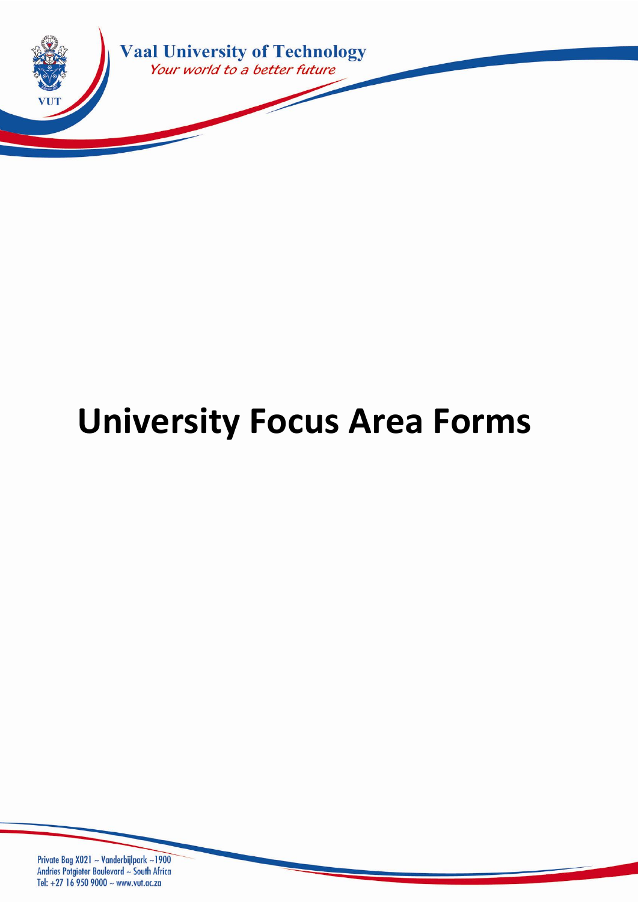Vaal University of Technology

*Your world to a better future*

# University Focus Area Forms

Private Bag X021 ~ Vanderbijlpark ~1900
Andries Potgieter Boulevard ~ South Africa
Tel: +27 16 950 9000 ~ www.vut.ac.za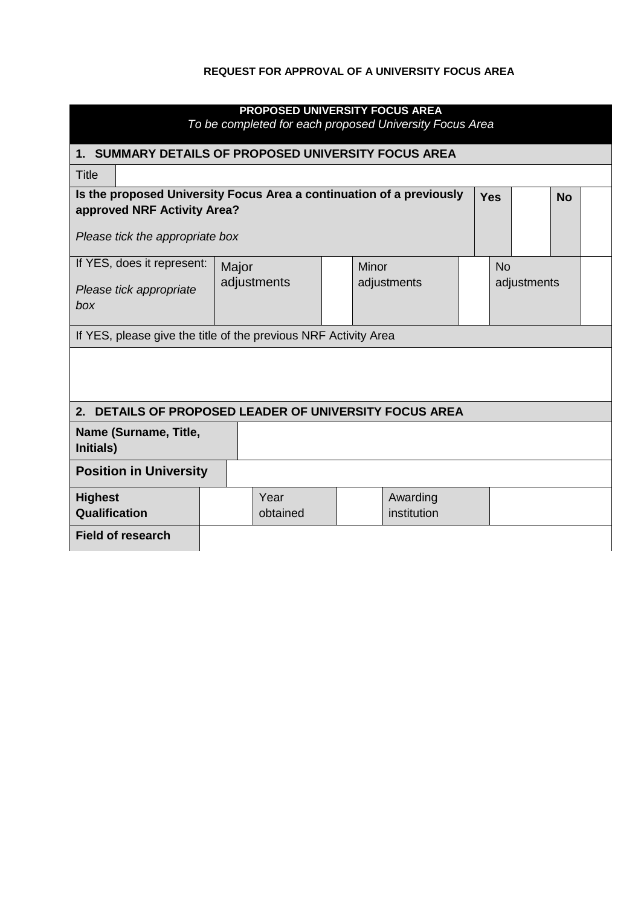**REQUEST FOR APPROVAL OF A UNIVERSITY FOCUS AREA**

| **PROPOSED UNIVERSITY FOCUS AREA**<br>*To be completed for each proposed University Focus Area* | | | | | | | | |
|---|---|---|---|---|---|---|---|---|
| **1. SUMMARY DETAILS OF PROPOSED UNIVERSITY FOCUS AREA** | | | | | | | | |
| Title | | | | | | | | |
| **Is the proposed University Focus Area a continuation of a previously approved NRF Activity Area?**<br><br>*Please tick the appropriate box* | | | | | **Yes** | | **No** | |
| If YES, does it represent:<br><br>*Please tick appropriate box* | Major adjustments | | Minor adjustments | | | No adjustments | | |
| If YES, please give the title of the previous NRF Activity Area | | | | | | | | |
| | | | | | | | | |
| **2. DETAILS OF PROPOSED LEADER OF UNIVERSITY FOCUS AREA** | | | | | | | | |
| **Name (Surname, Title, Initials)** | | | | | | | | |
| **Position in University** | | | | | | | | |
| **Highest Qualification** | | Year obtained | | Awarding institution | | | | |
| **Field of research** | | | | | | | | |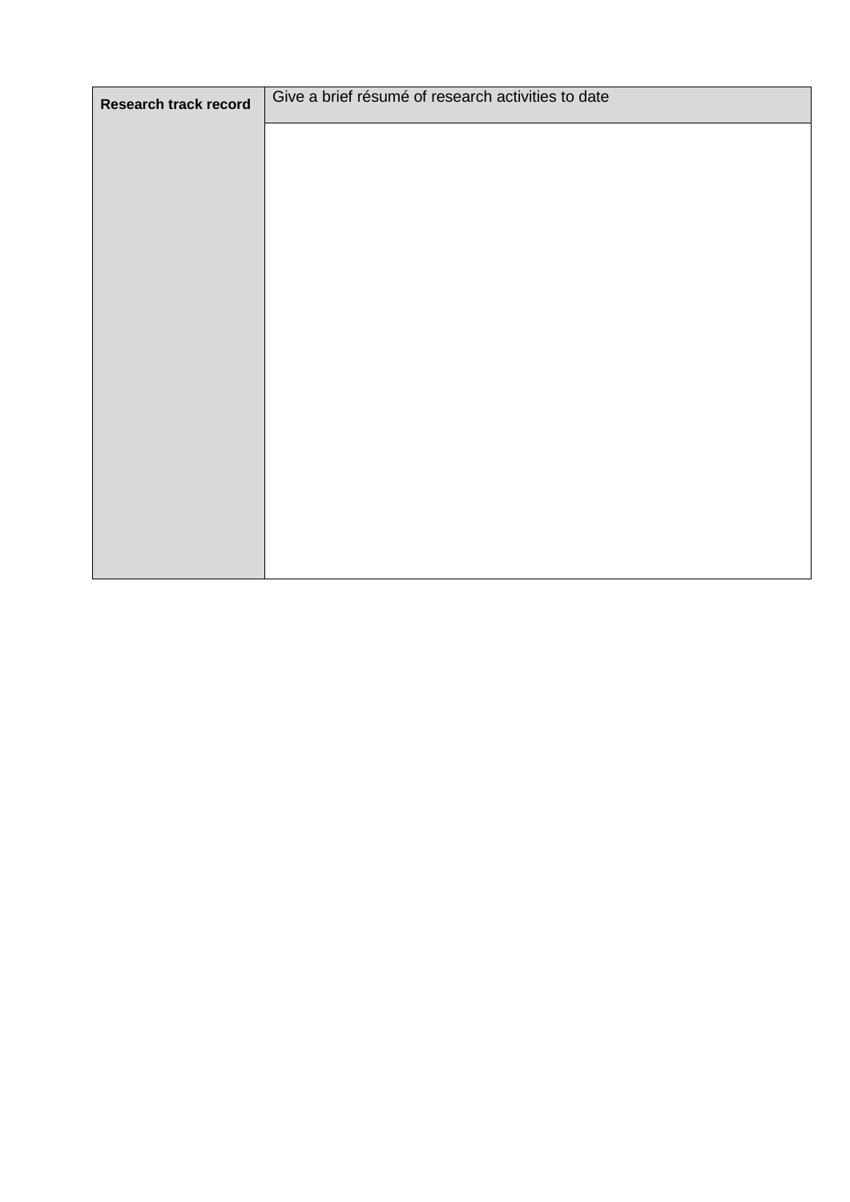| Research track record | Give a brief résumé of research activities to date |
| --- | --- |
| | |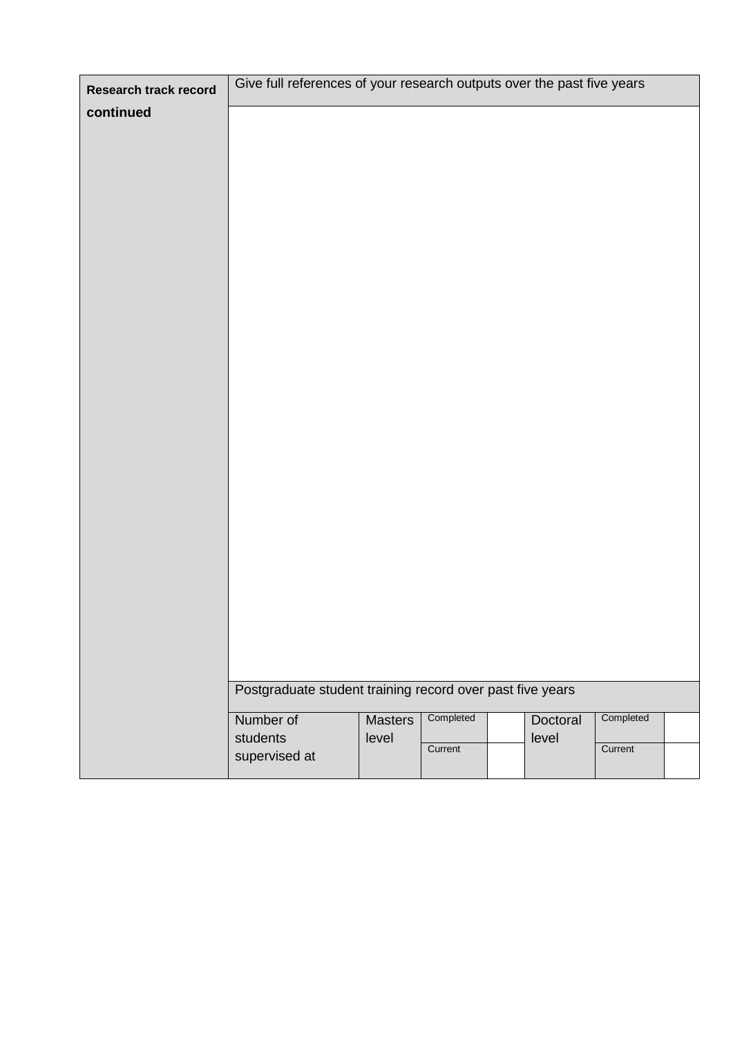| Research track record continued | Give full references of your research outputs over the past five years | | | | | | |
|---|---|---|---|---|---|---|---|
| | | | | | | | |
| | Postgraduate student training record over past five years | | | | | | |
| | Number of students supervised at | Masters level | Completed | | Doctoral level | Completed | |
| | | | Current | | | Current | |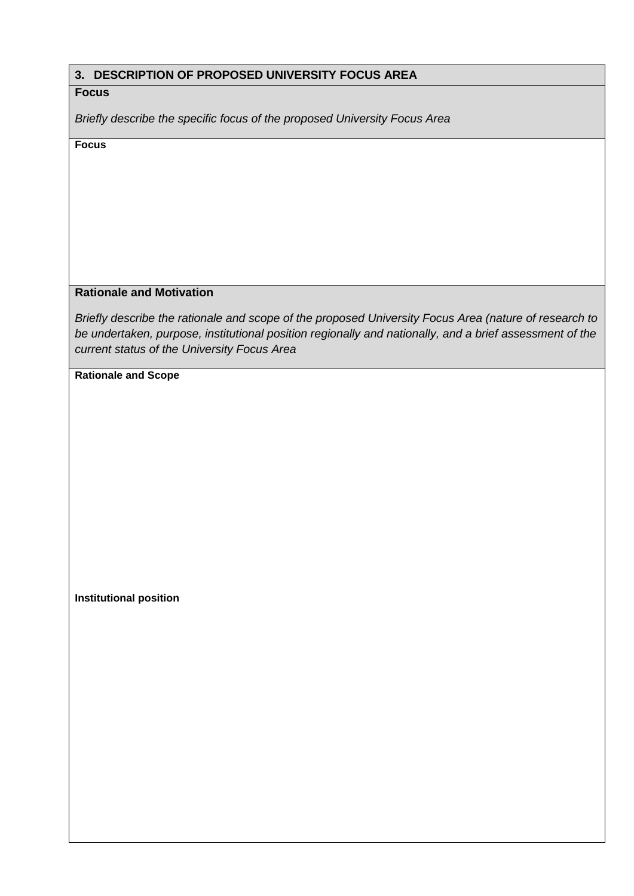## 3. DESCRIPTION OF PROPOSED UNIVERSITY FOCUS AREA

**Focus**

*Briefly describe the specific focus of the proposed University Focus Area*

**Focus**

**Rationale and Motivation**

*Briefly describe the rationale and scope of the proposed University Focus Area (nature of research to be undertaken, purpose, institutional position regionally and nationally, and a brief assessment of the current status of the University Focus Area*

**Rationale and Scope**

**Institutional position**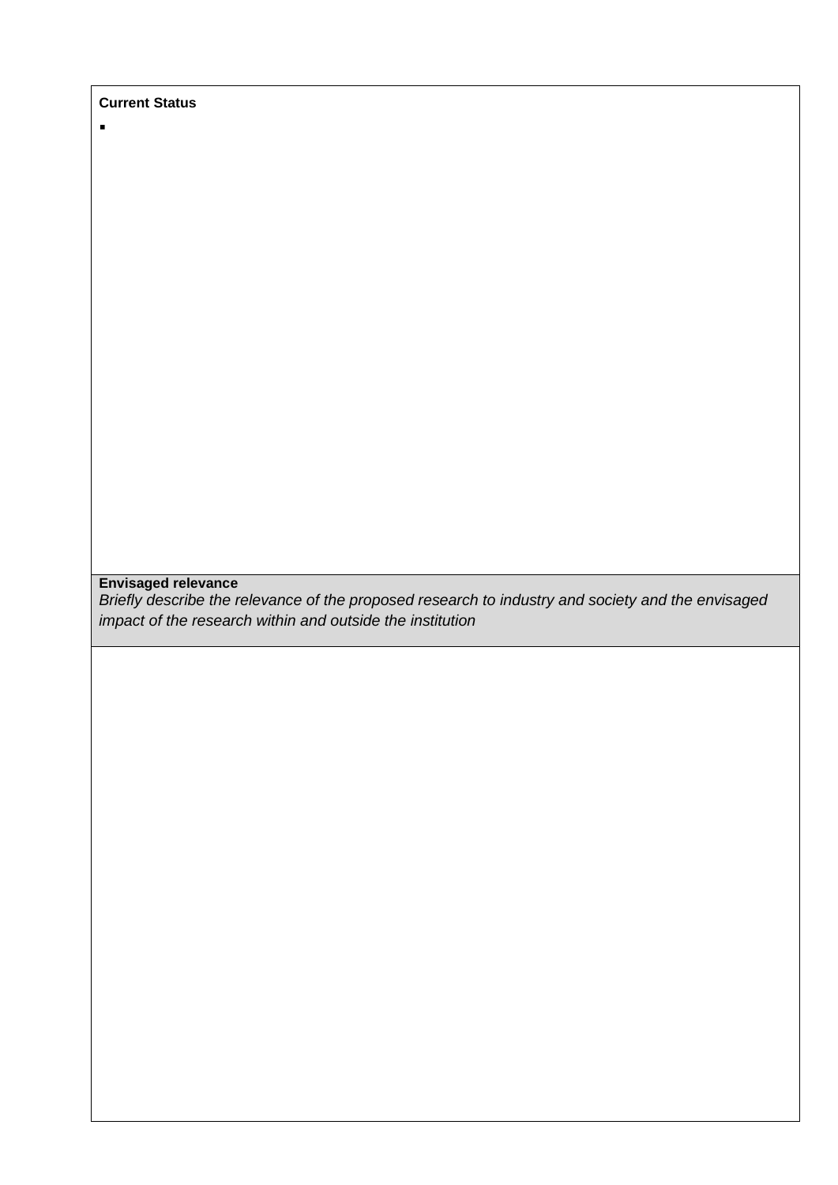**Current Status**

- 

**Envisaged relevance**

*Briefly describe the relevance of the proposed research to industry and society and the envisaged impact of the research within and outside the institution*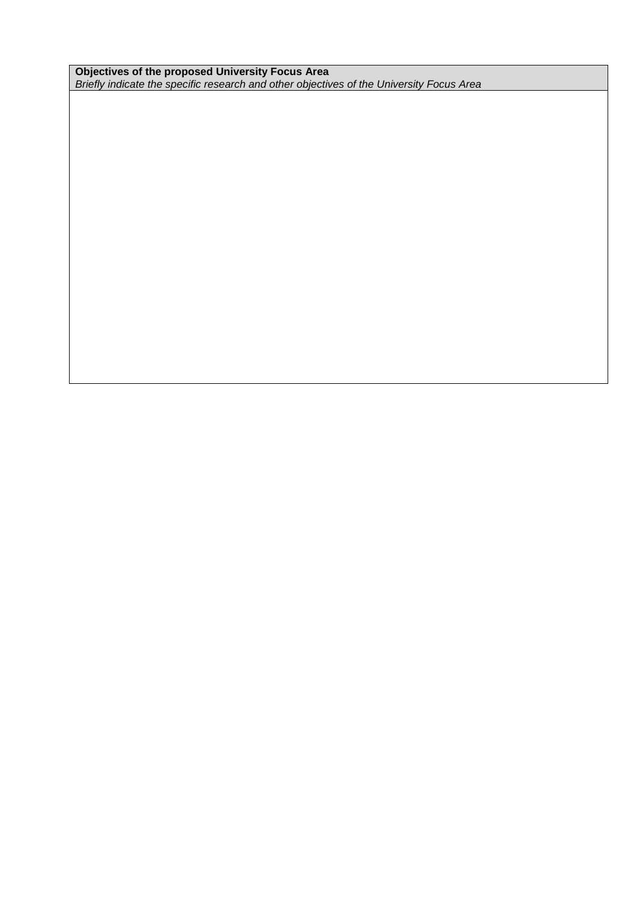| **Objectives of the proposed University Focus Area**<br>*Briefly indicate the specific research and other objectives of the University Focus Area* |
| --- |
| |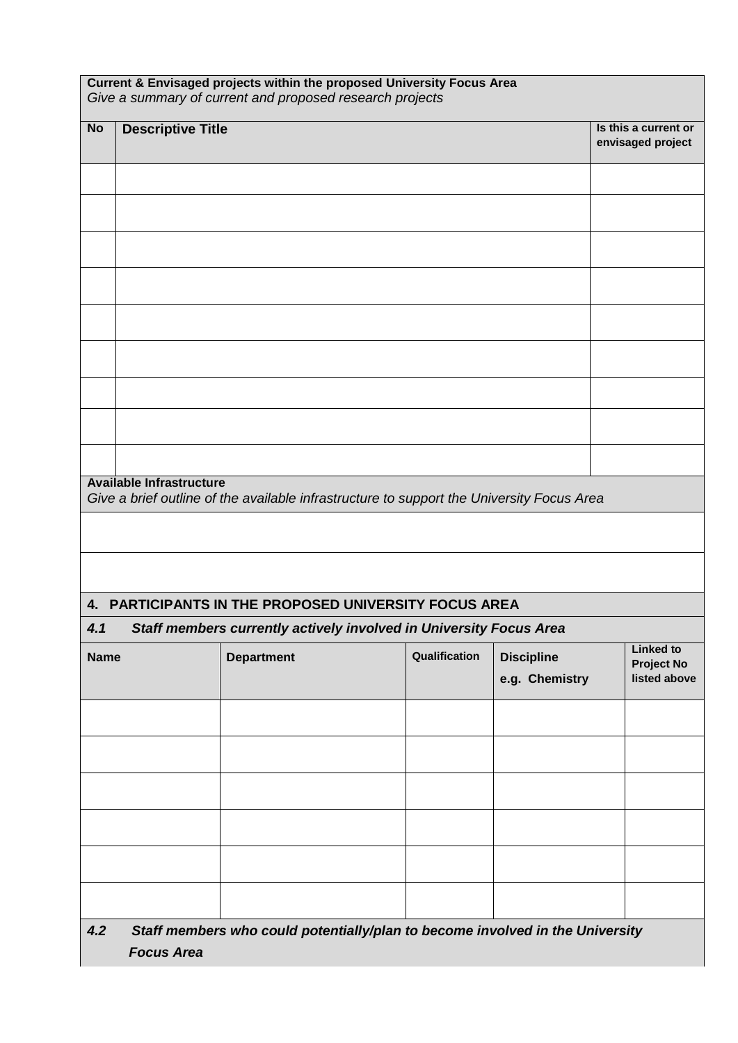**Current & Envisaged projects within the proposed University Focus Area**
*Give a summary of current and proposed research projects*

| No | Descriptive Title | Is this a current or envisaged project |
|---|---|---|
| | | |
| | | |
| | | |
| | | |
| | | |
| | | |
| | | |
| | | |
| | | |

**Available Infrastructure**
*Give a brief outline of the available infrastructure to support the University Focus Area*

| |
|---|
| |
| |

## 4. PARTICIPANTS IN THE PROPOSED UNIVERSITY FOCUS AREA

### *4.1 Staff members currently actively involved in University Focus Area*

| Name | Department | Qualification | Discipline e.g. Chemistry | Linked to Project No listed above |
|---|---|---|---|---|
| | | | | |
| | | | | |
| | | | | |
| | | | | |
| | | | | |
| | | | | |

### *4.2 Staff members who could potentially/plan to become involved in the University Focus Area*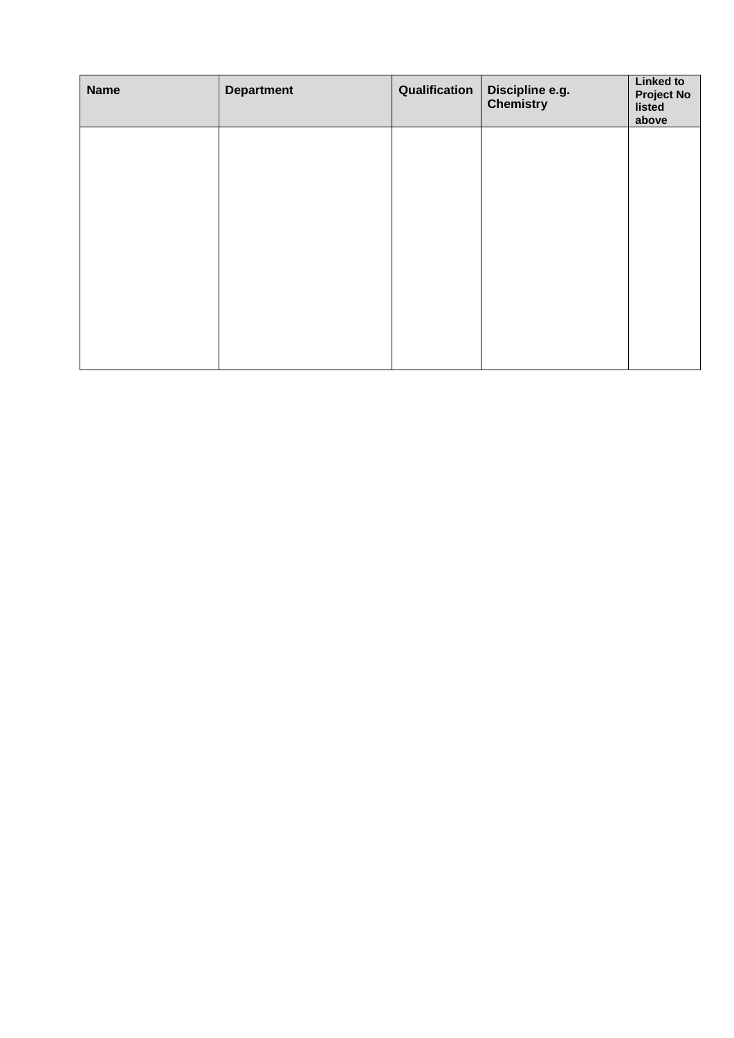| Name | Department | Qualification | Discipline e.g. Chemistry | Linked to Project No listed above |
|---|---|---|---|---|
| | | | | |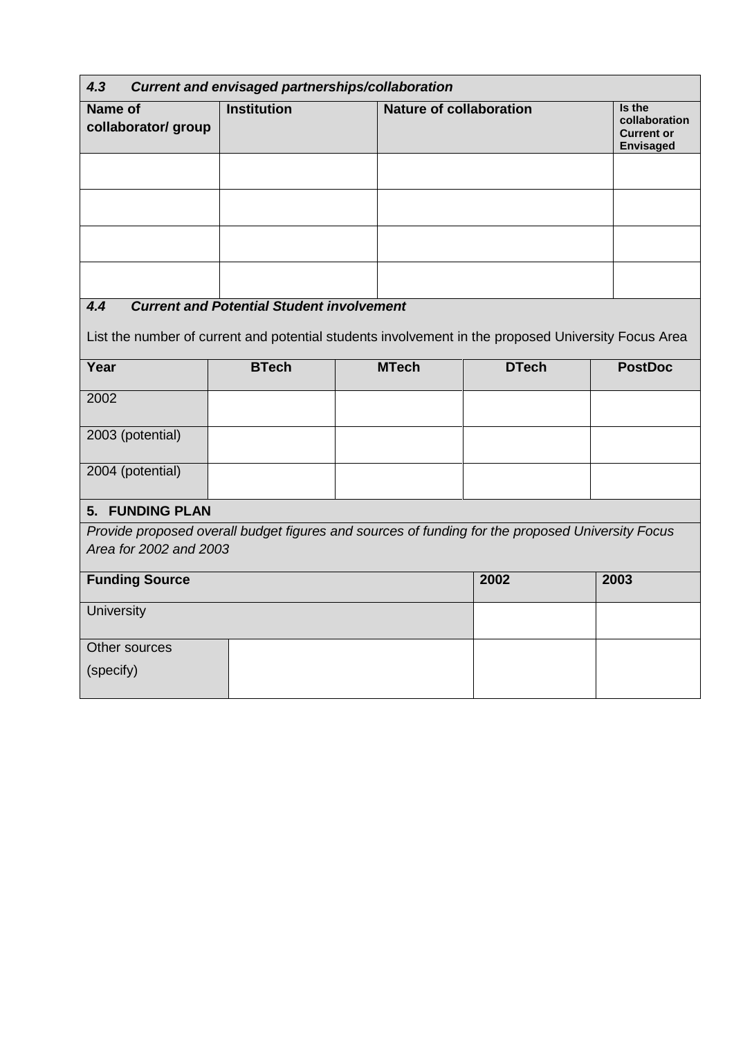### *4.3 Current and envisaged partnerships/collaboration*

| Name of collaborator/ group | Institution | Nature of collaboration | Is the collaboration Current or Envisaged |
|---|---|---|---|
| | | | |
| | | | |
| | | | |
| | | | |

### *4.4 Current and Potential Student involvement*

List the number of current and potential students involvement in the proposed University Focus Area

| Year | BTech | MTech | DTech | PostDoc |
|---|---|---|---|---|
| 2002 | | | | |
| 2003 (potential) | | | | |
| 2004 (potential) | | | | |

## 5. FUNDING PLAN

*Provide proposed overall budget figures and sources of funding for the proposed University Focus Area for 2002 and 2003*

| Funding Source | | 2002 | 2003 |
|---|---|---|---|
| University | | | |
| Other sources (specify) | | | |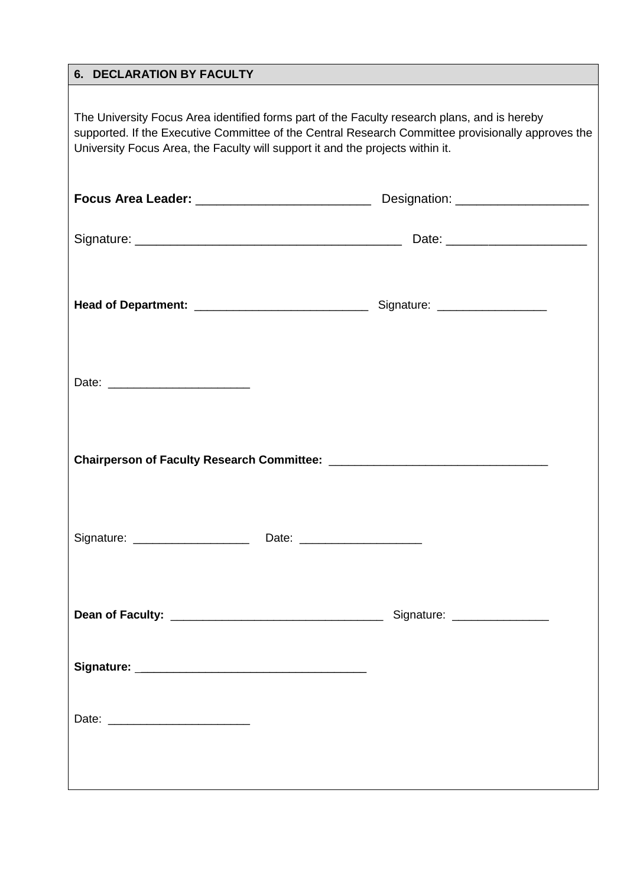## 6. DECLARATION BY FACULTY

The University Focus Area identified forms part of the Faculty research plans, and is hereby supported. If the Executive Committee of the Central Research Committee provisionally approves the University Focus Area, the Faculty will support it and the projects within it.

**Focus Area Leader:** _________________________ Designation: ___________________

Signature: ______________________________________ Date: ____________________

**Head of Department:** __________________________ Signature: ________________

Date: _____________________

**Chairperson of Faculty Research Committee:** ________________________________

Signature: _________________ Date: __________________

**Dean of Faculty:** ________________________________ Signature: ______________

**Signature:** __________________________________

Date: _____________________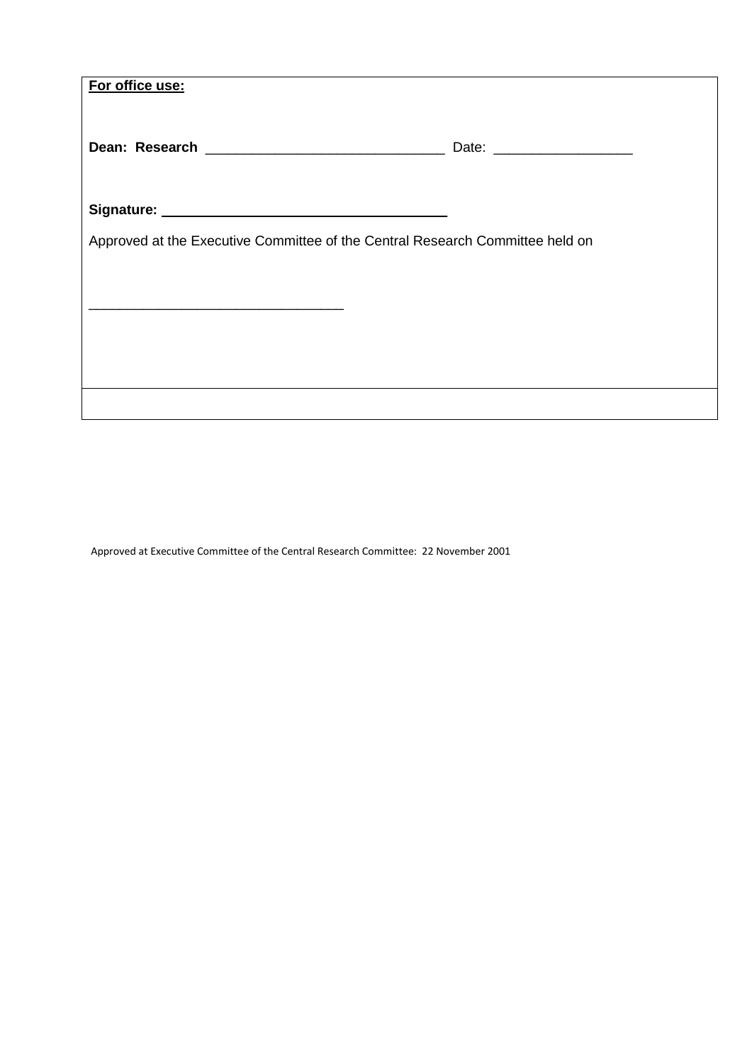**For office use:**

**Dean: Research** ______________________________ Date: _________________

**Signature:** ____________________________________

Approved at the Executive Committee of the Central Research Committee held on

________________________________

Approved at Executive Committee of the Central Research Committee: 22 November 2001